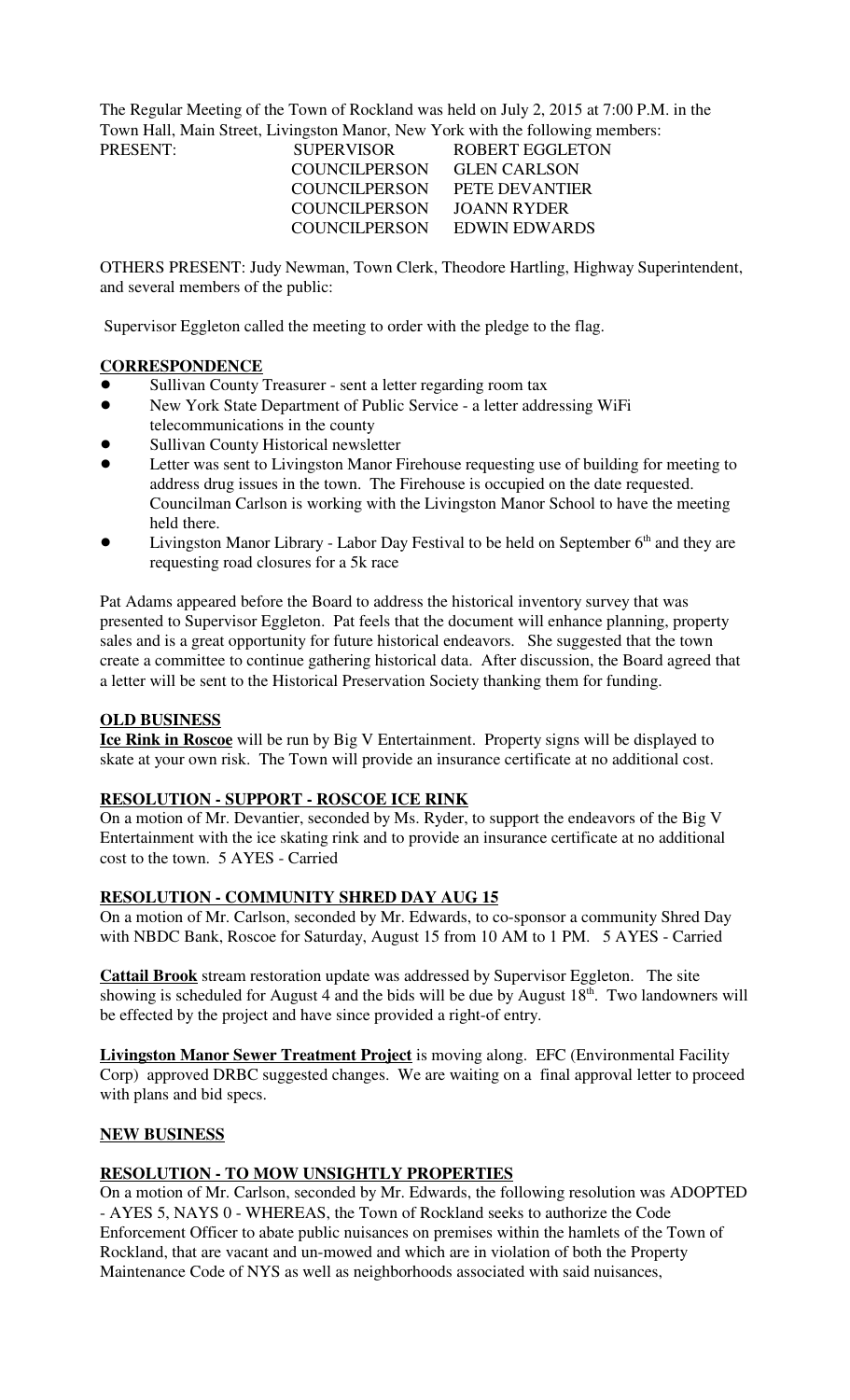The Regular Meeting of the Town of Rockland was held on July 2, 2015 at 7:00 P.M. in the Town Hall, Main Street, Livingston Manor, New York with the following members:

| PRESENT: | SUPERVISOR | ROBERT EGGLETON |
|---|---|---|
| | COUNCILPERSON | GLEN CARLSON |
| | COUNCILPERSON | PETE DEVANTIER |
| | COUNCILPERSON | JOANN RYDER |
| | COUNCILPERSON | EDWIN EDWARDS |

OTHERS PRESENT: Judy Newman, Town Clerk, Theodore Hartling, Highway Superintendent, and several members of the public:

Supervisor Eggleton called the meeting to order with the pledge to the flag.

**CORRESPONDENCE**

- Sullivan County Treasurer - sent a letter regarding room tax
- New York State Department of Public Service - a letter addressing WiFi telecommunications in the county
- Sullivan County Historical newsletter
- Letter was sent to Livingston Manor Firehouse requesting use of building for meeting to address drug issues in the town. The Firehouse is occupied on the date requested. Councilman Carlson is working with the Livingston Manor School to have the meeting held there.
- Livingston Manor Library - Labor Day Festival to be held on September 6th and they are requesting road closures for a 5k race

Pat Adams appeared before the Board to address the historical inventory survey that was presented to Supervisor Eggleton. Pat feels that the document will enhance planning, property sales and is a great opportunity for future historical endeavors. She suggested that the town create a committee to continue gathering historical data. After discussion, the Board agreed that a letter will be sent to the Historical Preservation Society thanking them for funding.

**OLD BUSINESS**

**Ice Rink in Roscoe** will be run by Big V Entertainment. Property signs will be displayed to skate at your own risk. The Town will provide an insurance certificate at no additional cost.

**RESOLUTION - SUPPORT - ROSCOE ICE RINK**

On a motion of Mr. Devantier, seconded by Ms. Ryder, to support the endeavors of the Big V Entertainment with the ice skating rink and to provide an insurance certificate at no additional cost to the town. 5 AYES - Carried

**RESOLUTION - COMMUNITY SHRED DAY AUG 15**

On a motion of Mr. Carlson, seconded by Mr. Edwards, to co-sponsor a community Shred Day with NBDC Bank, Roscoe for Saturday, August 15 from 10 AM to 1 PM. 5 AYES - Carried

**Cattail Brook** stream restoration update was addressed by Supervisor Eggleton. The site showing is scheduled for August 4 and the bids will be due by August 18th. Two landowners will be effected by the project and have since provided a right-of entry.

**Livingston Manor Sewer Treatment Project** is moving along. EFC (Environmental Facility Corp) approved DRBC suggested changes. We are waiting on a final approval letter to proceed with plans and bid specs.

**NEW BUSINESS**

**RESOLUTION - TO MOW UNSIGHTLY PROPERTIES**

On a motion of Mr. Carlson, seconded by Mr. Edwards, the following resolution was ADOPTED - AYES 5, NAYS 0 - WHEREAS, the Town of Rockland seeks to authorize the Code Enforcement Officer to abate public nuisances on premises within the hamlets of the Town of Rockland, that are vacant and un-mowed and which are in violation of both the Property Maintenance Code of NYS as well as neighborhoods associated with said nuisances,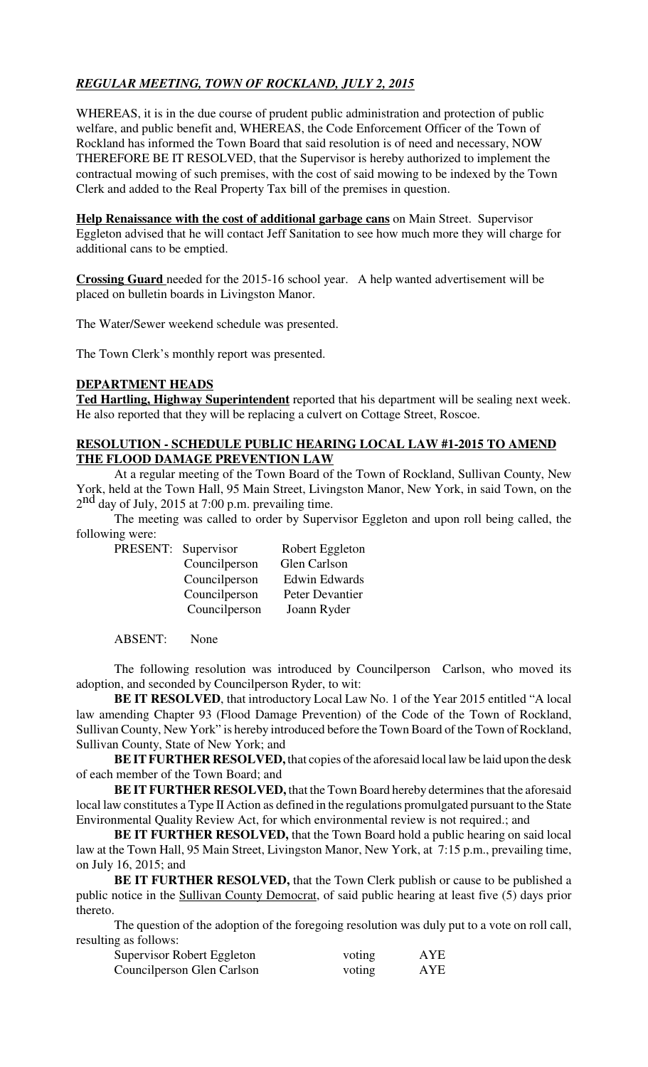## *REGULAR MEETING, TOWN OF ROCKLAND, JULY 2, 2015*

WHEREAS, it is in the due course of prudent public administration and protection of public welfare, and public benefit and, WHEREAS, the Code Enforcement Officer of the Town of Rockland has informed the Town Board that said resolution is of need and necessary, NOW THEREFORE BE IT RESOLVED, that the Supervisor is hereby authorized to implement the contractual mowing of such premises, with the cost of said mowing to be indexed by the Town Clerk and added to the Real Property Tax bill of the premises in question.

**Help Renaissance with the cost of additional garbage cans** on Main Street. Supervisor Eggleton advised that he will contact Jeff Sanitation to see how much more they will charge for additional cans to be emptied.

**Crossing Guard** needed for the 2015-16 school year. A help wanted advertisement will be placed on bulletin boards in Livingston Manor.

The Water/Sewer weekend schedule was presented.

The Town Clerk's monthly report was presented.

**DEPARTMENT HEADS**

**Ted Hartling, Highway Superintendent** reported that his department will be sealing next week. He also reported that they will be replacing a culvert on Cottage Street, Roscoe.

**RESOLUTION - SCHEDULE PUBLIC HEARING LOCAL LAW #1-2015 TO AMEND THE FLOOD DAMAGE PREVENTION LAW**

At a regular meeting of the Town Board of the Town of Rockland, Sullivan County, New York, held at the Town Hall, 95 Main Street, Livingston Manor, New York, in said Town, on the 2nd day of July, 2015 at 7:00 p.m. prevailing time.

The meeting was called to order by Supervisor Eggleton and upon roll being called, the following were:

| PRESENT: | Supervisor | Robert Eggleton |
|---|---|---|
| | Councilperson | Glen Carlson |
| | Councilperson | Edwin Edwards |
| | Councilperson | Peter Devantier |
| | Councilperson | Joann Ryder |

ABSENT: None

The following resolution was introduced by Councilperson Carlson, who moved its adoption, and seconded by Councilperson Ryder, to wit:

**BE IT RESOLVED**, that introductory Local Law No. 1 of the Year 2015 entitled "A local law amending Chapter 93 (Flood Damage Prevention) of the Code of the Town of Rockland, Sullivan County, New York" is hereby introduced before the Town Board of the Town of Rockland, Sullivan County, State of New York; and

**BE IT FURTHER RESOLVED,** that copies of the aforesaid local law be laid upon the desk of each member of the Town Board; and

**BE IT FURTHER RESOLVED,** that the Town Board hereby determines that the aforesaid local law constitutes a Type II Action as defined in the regulations promulgated pursuant to the State Environmental Quality Review Act, for which environmental review is not required.; and

**BE IT FURTHER RESOLVED,** that the Town Board hold a public hearing on said local law at the Town Hall, 95 Main Street, Livingston Manor, New York, at 7:15 p.m., prevailing time, on July 16, 2015; and

**BE IT FURTHER RESOLVED,** that the Town Clerk publish or cause to be published a public notice in the Sullivan County Democrat, of said public hearing at least five (5) days prior thereto.

The question of the adoption of the foregoing resolution was duly put to a vote on roll call, resulting as follows:

| | | |
|---|---|---|
| Supervisor Robert Eggleton | voting | AYE |
| Councilperson Glen Carlson | voting | AYE |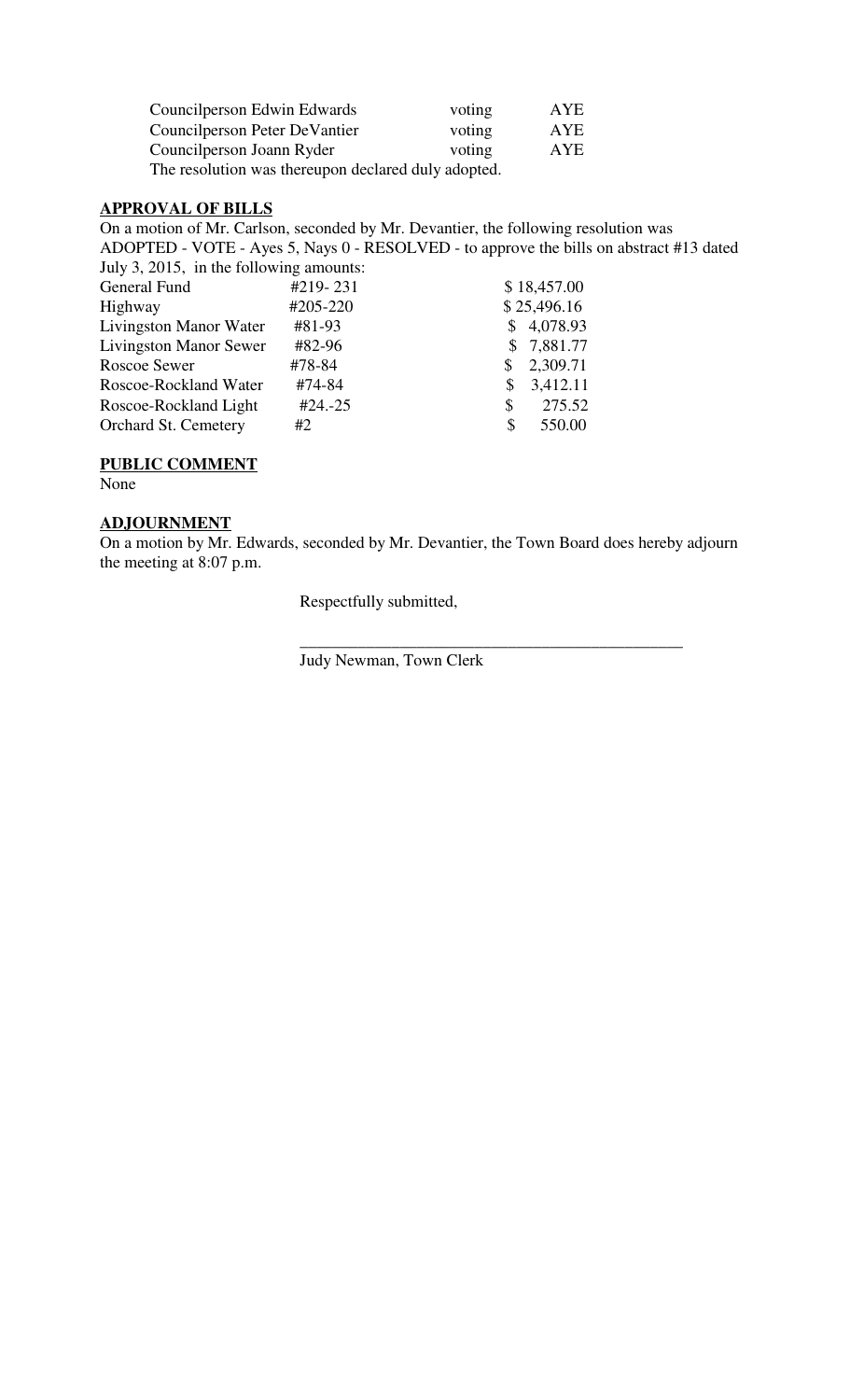| | | |
|---|---|---|
| Councilperson Edwin Edwards | voting | AYE |
| Councilperson Peter DeVantier | voting | AYE |
| Councilperson Joann Ryder | voting | AYE |

The resolution was thereupon declared duly adopted.

**APPROVAL OF BILLS**

On a motion of Mr. Carlson, seconded by Mr. Devantier, the following resolution was ADOPTED - VOTE - Ayes 5, Nays 0 - RESOLVED - to approve the bills on abstract #13 dated July 3, 2015, in the following amounts:

| | | |
|---|---|---|
| General Fund | #219- 231 | $ 18,457.00 |
| Highway | #205-220 | $ 25,496.16 |
| Livingston Manor Water | #81-93 | $ 4,078.93 |
| Livingston Manor Sewer | #82-96 | $ 7,881.77 |
| Roscoe Sewer | #78-84 | $ 2,309.71 |
| Roscoe-Rockland Water | #74-84 | $ 3,412.11 |
| Roscoe-Rockland Light | #24.-25 | $ 275.52 |
| Orchard St. Cemetery | #2 | $ 550.00 |

**PUBLIC COMMENT**

None

**ADJOURNMENT**

On a motion by Mr. Edwards, seconded by Mr. Devantier, the Town Board does hereby adjourn the meeting at 8:07 p.m.

Respectfully submitted,

\_\_\_\_\_\_\_\_\_\_\_\_\_\_\_\_\_\_\_\_\_\_\_\_\_\_\_\_\_\_\_\_\_\_\_\_\_\_\_\_\_\_\_\_

Judy Newman, Town Clerk